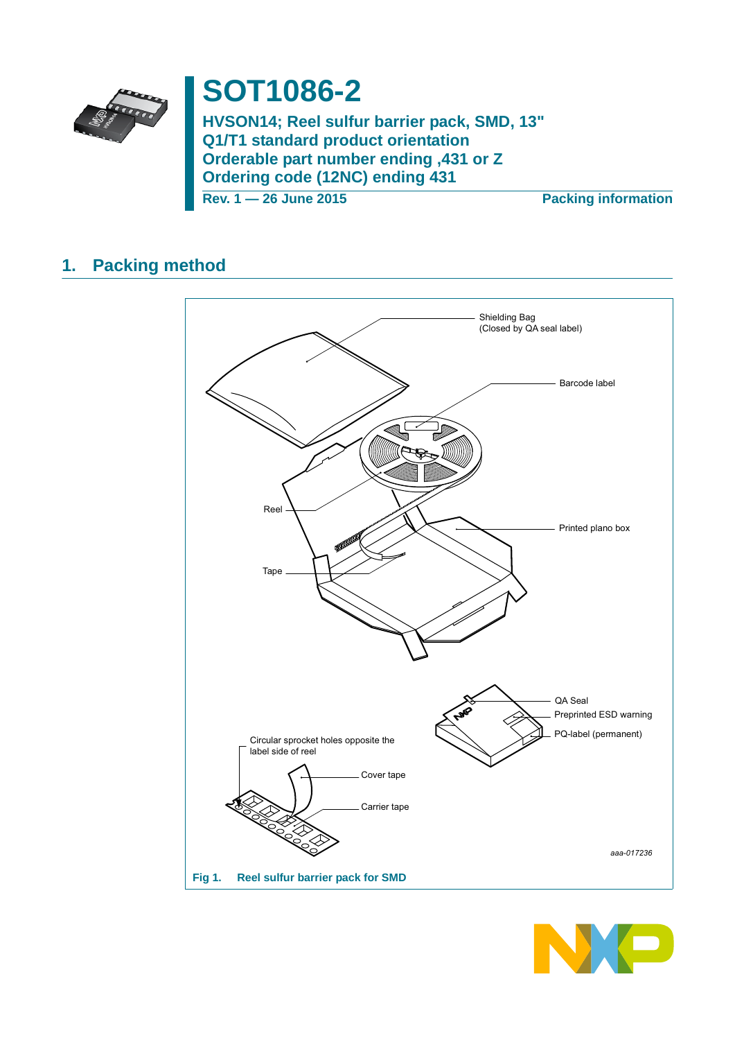# SOT1086-2

## HVSON14; Reel sulfur barrier pack, SMD, 13"
## Q1/T1 standard product orientation
## Orderable part number ending ,431 or Z
## Ordering code (12NC) ending 431

Rev. 1 — 26 June 2015 Packing information

## 1. Packing method

Fig 1. Reel sulfur barrier pack for SMD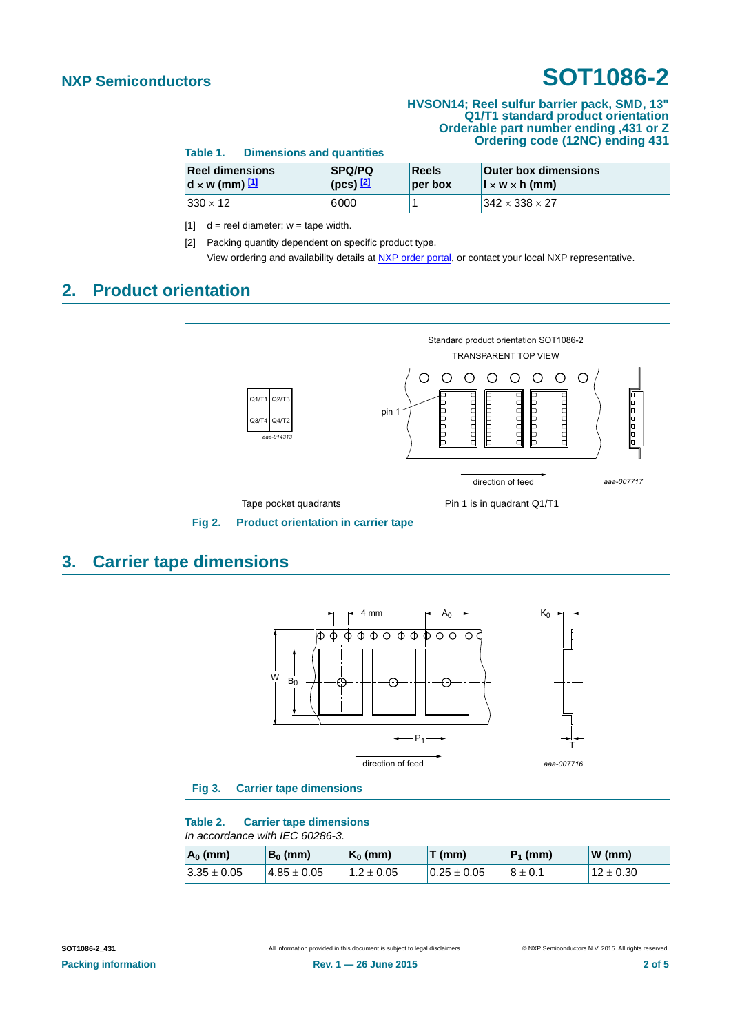**HVSON14; Reel sulfur barrier pack, SMD, 13"**
**Q1/T1 standard product orientation**
**Orderable part number ending ,431 or Z**
**Ordering code (12NC) ending 431**

**Table 1. Dimensions and quantities**

| Reel dimensions d × w (mm) [1] | SPQ/PQ (pcs) [2] | Reels per box | Outer box dimensions l × w × h (mm) |
|---|---|---|---|
| 330 × 12 | 6000 | 1 | 342 × 338 × 27 |

[1] d = reel diameter; w = tape width.

[2] Packing quantity dependent on specific product type.
View ordering and availability details at NXP order portal, or contact your local NXP representative.

## 2. Product orientation

Fig 2. Product orientation in carrier tape

## 3. Carrier tape dimensions

Fig 3. Carrier tape dimensions

**Table 2. Carrier tape dimensions**
*In accordance with IEC 60286-3.*

| $A_0$ (mm) | $B_0$ (mm) | $K_0$ (mm) | T (mm) | $P_1$ (mm) | W (mm) |
|---|---|---|---|---|---|
| 3.35 ± 0.05 | 4.85 ± 0.05 | 1.2 ± 0.05 | 0.25 ± 0.05 | 8 ± 0.1 | 12 ± 0.30 |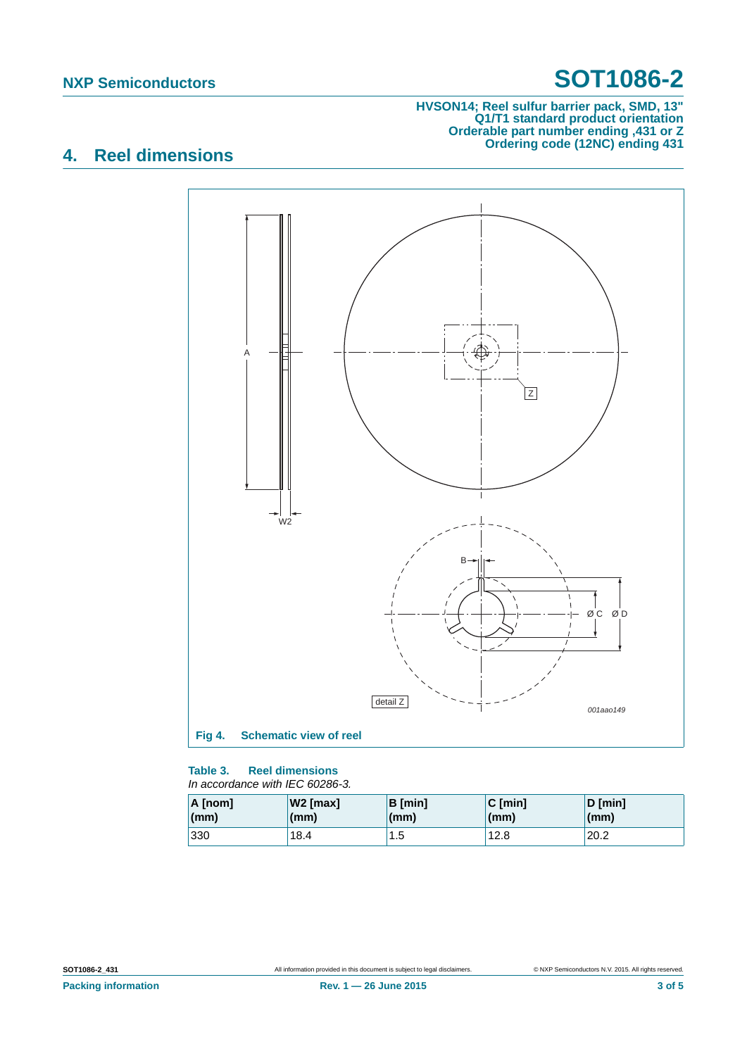## 4. Reel dimensions

Fig 4. Schematic view of reel

**Table 3. Reel dimensions**

*In accordance with IEC 60286-3.*

| A [nom] (mm) | W2 [max] (mm) | B [min] (mm) | C [min] (mm) | D [min] (mm) |
|---|---|---|---|---|
| 330 | 18.4 | 1.5 | 12.8 | 20.2 |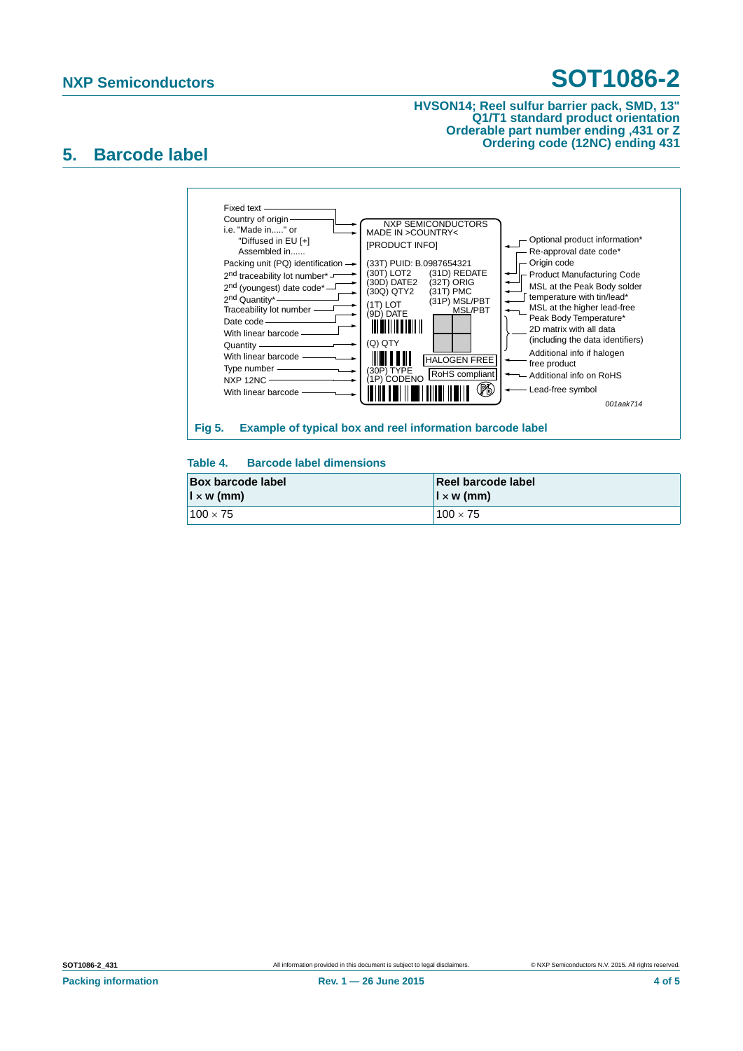## 5. Barcode label

Fixed text
Country of origin
i.e. "Made in....." or
"Diffused in EU [+]
Assembled in......
Packing unit (PQ) identification
2nd traceability lot number*
2nd (youngest) date code*
2nd Quantity*
Traceability lot number
Date code
With linear barcode
Quantity
With linear barcode
Type number
NXP 12NC
With linear barcode

NXP SEMICONDUCTORS
MADE IN >COUNTRY<
[PRODUCT INFO]
(33T) PUID: B.0987654321
(30T) LOT2 (31D) REDATE
(30D) DATE2 (32T) ORIG
(30Q) QTY2 (31T) PMC
(1T) LOT (31P) MSL/PBT
(9D) DATE MSL/PBT
(Q) QTY
HALOGEN FREE
(30P) TYPE RoHS compliant
(1P) CODENO

Optional product information*
Re-approval date code*
Origin code
Product Manufacturing Code
MSL at the Peak Body solder temperature with tin/lead*
MSL at the higher lead-free Peak Body Temperature*
2D matrix with all data (including the data identifiers)
Additional info if halogen free product
Additional info on RoHS
Lead-free symbol

001aak714

**Fig 5. Example of typical box and reel information barcode label**

**Table 4. Barcode label dimensions**

| Box barcode label l × w (mm) | Reel barcode label l × w (mm) |
|---|---|
| 100 × 75 | 100 × 75 |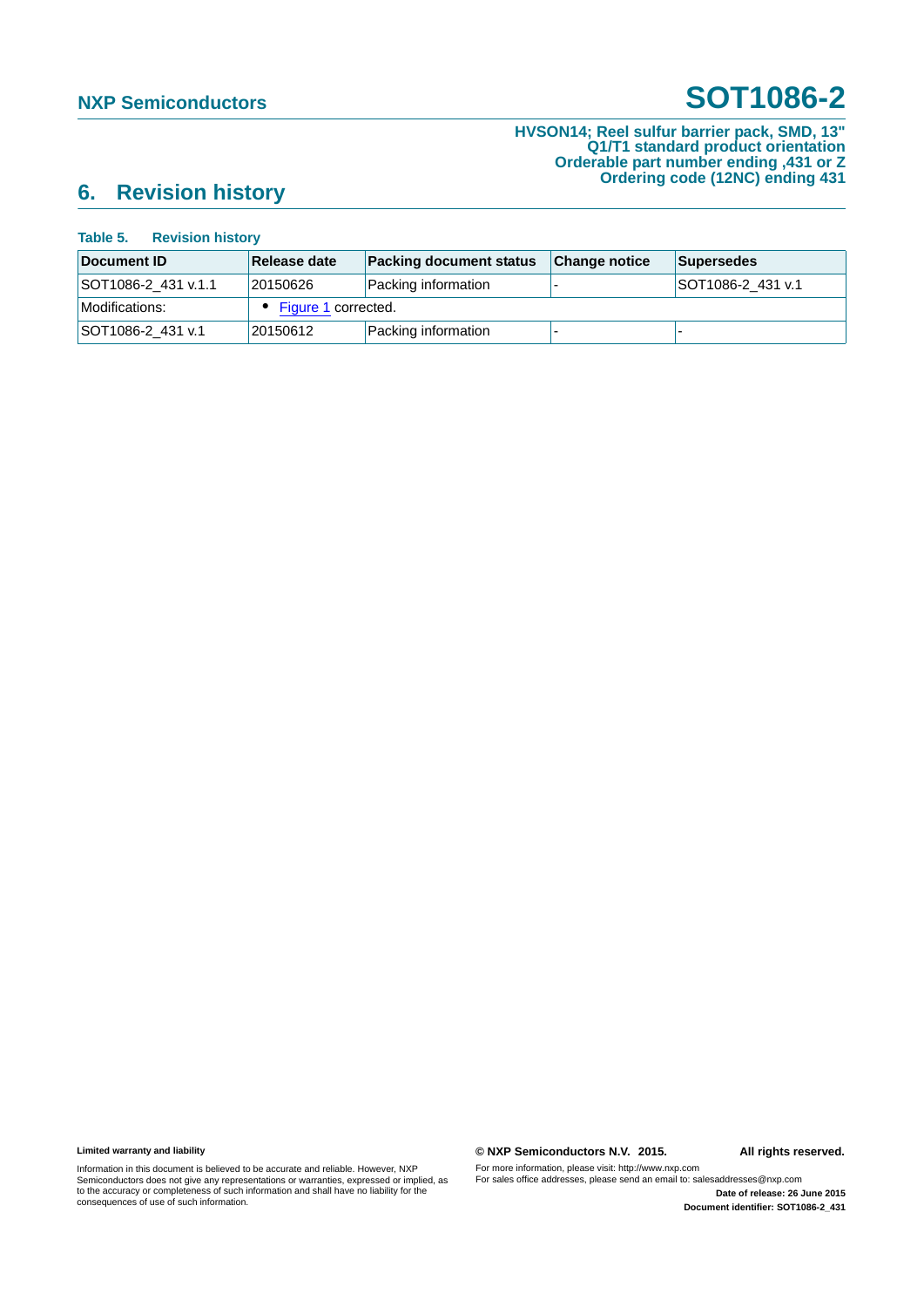## 6. Revision history

**Table 5. Revision history**

| Document ID | Release date | Packing document status | Change notice | Supersedes |
|---|---|---|---|---|
| SOT1086-2_431 v.1.1 | 20150626 | Packing information | - | SOT1086-2_431 v.1 |
| Modifications: | • Figure 1 corrected. | | | |
| SOT1086-2_431 v.1 | 20150612 | Packing information | - | - |

**Limited warranty and liability**

Information in this document is believed to be accurate and reliable. However, NXP Semiconductors does not give any representations or warranties, expressed or implied, as to the accuracy or completeness of such information and shall have no liability for the consequences of use of such information.

**© NXP Semiconductors N.V. 2015. All rights reserved.**

For more information, please visit: http://www.nxp.com
For sales office addresses, please send an email to: salesaddresses@nxp.com

**Date of release: 26 June 2015**
**Document identifier: SOT1086-2_431**